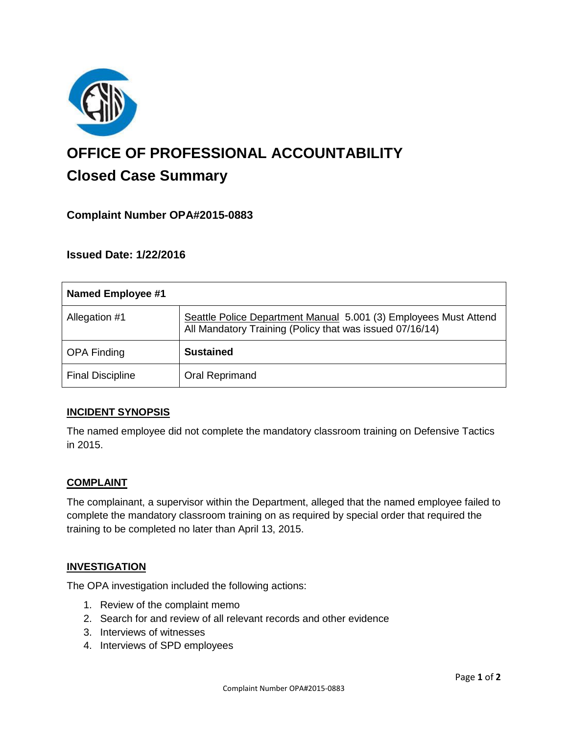# OFFICE OF PROFESSIONAL ACCOUNTABILITY

## Closed Case Summary

### Complaint Number OPA#2015-0883

### Issued Date: 1/22/2016

| Named Employee #1 | |
|---|---|
| Allegation #1 | Seattle Police Department Manual 5.001 (3) Employees Must Attend All Mandatory Training (Policy that was issued 07/16/14) |
| OPA Finding | **Sustained** |
| Final Discipline | Oral Reprimand |

## INCIDENT SYNOPSIS

The named employee did not complete the mandatory classroom training on Defensive Tactics in 2015.

## COMPLAINT

The complainant, a supervisor within the Department, alleged that the named employee failed to complete the mandatory classroom training on as required by special order that required the training to be completed no later than April 13, 2015.

## INVESTIGATION

The OPA investigation included the following actions:

1. Review of the complaint memo
2. Search for and review of all relevant records and other evidence
3. Interviews of witnesses
4. Interviews of SPD employees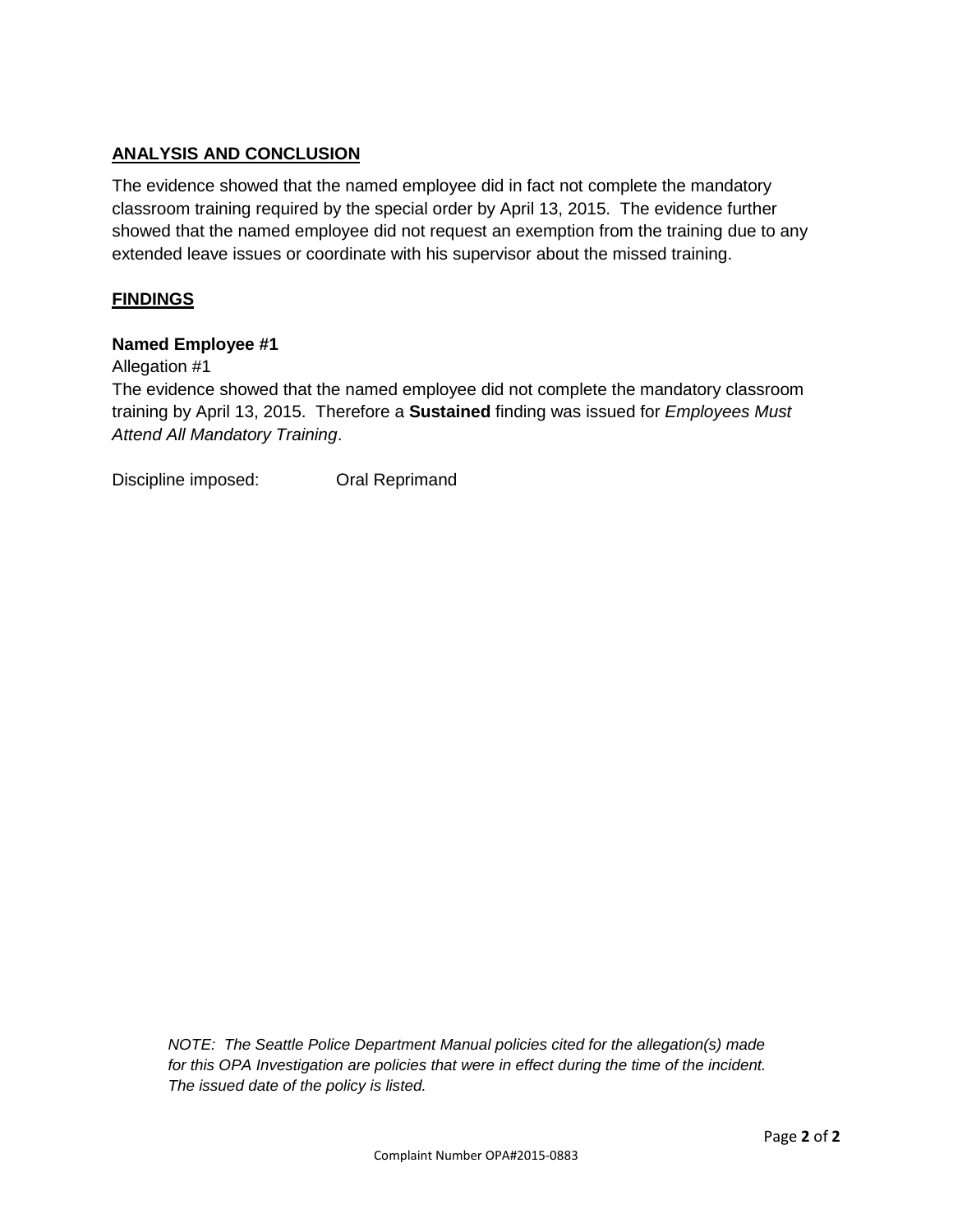## ANALYSIS AND CONCLUSION

The evidence showed that the named employee did in fact not complete the mandatory classroom training required by the special order by April 13, 2015. The evidence further showed that the named employee did not request an exemption from the training due to any extended leave issues or coordinate with his supervisor about the missed training.

## FINDINGS

**Named Employee #1**

Allegation #1

The evidence showed that the named employee did not complete the mandatory classroom training by April 13, 2015. Therefore a **Sustained** finding was issued for *Employees Must Attend All Mandatory Training*.

Discipline imposed: Oral Reprimand

*NOTE: The Seattle Police Department Manual policies cited for the allegation(s) made for this OPA Investigation are policies that were in effect during the time of the incident. The issued date of the policy is listed.*

Complaint Number OPA#2015-0883